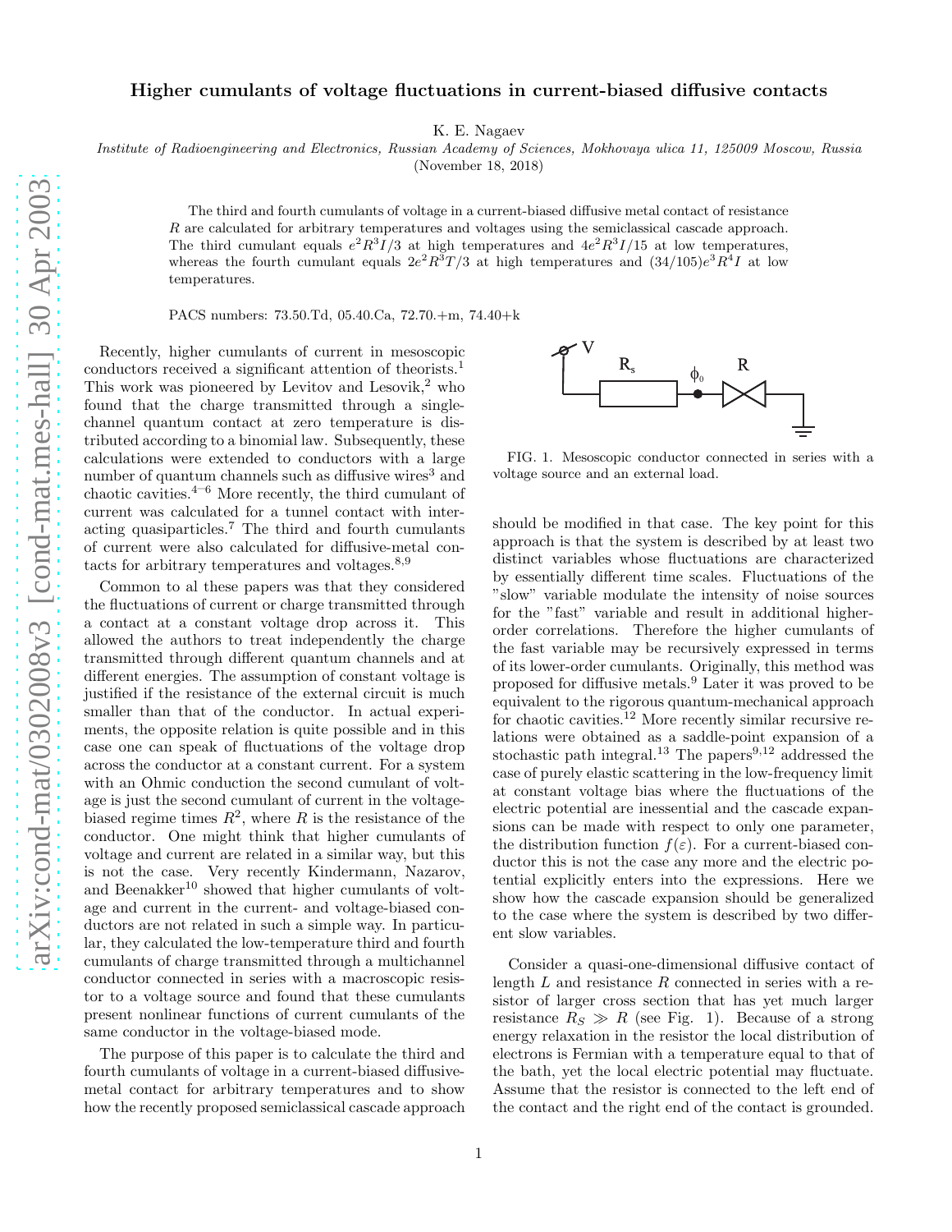# Higher cumulants of voltage fluctuations in current-biased diffusive contacts

K. E. Nagaev

*Institute of Radioengineering and Electronics, Russian Academy of Sciences, Mokhovaya ulica 11, 125009 Moscow, Russia*

(November 18, 2018)

The third and fourth cumulants of voltage in a current-biased diffusive metal contact of resistance $R$ are calculated for arbitrary temperatures and voltages using the semiclassical cascade approach. The third cumulant equals $e^2R^3I/3$ at high temperatures and $4e^2R^3I/15$ at low temperatures, whereas the fourth cumulant equals $2e^2R^3T/3$ at high temperatures and $(34/105)e^3R^4I$ at low temperatures.

PACS numbers: 73.50.Td, 05.40.Ca, 72.70.+m, 74.40+k

Recently, higher cumulants of current in mesoscopic conductors received a significant attention of theorists.[1] This work was pioneered by Levitov and Lesovik,[2] who found that the charge transmitted through a single-channel quantum contact at zero temperature is distributed according to a binomial law. Subsequently, these calculations were extended to conductors with a large number of quantum channels such as diffusive wires[3] and chaotic cavities.[4–6] More recently, the third cumulant of current was calculated for a tunnel contact with interacting quasiparticles.[7] The third and fourth cumulants of current were also calculated for diffusive-metal contacts for arbitrary temperatures and voltages.[8,9]

Common to al these papers was that they considered the fluctuations of current or charge transmitted through a contact at a constant voltage drop across it. This allowed the authors to treat independently the charge transmitted through different quantum channels and at different energies. The assumption of constant voltage is justified if the resistance of the external circuit is much smaller than that of the conductor. In actual experiments, the opposite relation is quite possible and in this case one can speak of fluctuations of the voltage drop across the conductor at a constant current. For a system with an Ohmic conduction the second cumulant of voltage is just the second cumulant of current in the voltage-biased regime times $R^2$, where $R$ is the resistance of the conductor. One might think that higher cumulants of voltage and current are related in a similar way, but this is not the case. Very recently Kindermann, Nazarov, and Beenakker[10] showed that higher cumulants of voltage and current in the current- and voltage-biased conductors are not related in such a simple way. In particular, they calculated the low-temperature third and fourth cumulants of charge transmitted through a multichannel conductor connected in series with a macroscopic resistor to a voltage source and found that these cumulants present nonlinear functions of current cumulants of the same conductor in the voltage-biased mode.

The purpose of this paper is to calculate the third and fourth cumulants of voltage in a current-biased diffusive-metal contact for arbitrary temperatures and to show how the recently proposed semiclassical cascade approach should be modified in that case. The key point for this approach is that the system is described by at least two distinct variables whose fluctuations are characterized by essentially different time scales. Fluctuations of the "slow" variable modulate the intensity of noise sources for the "fast" variable and result in additional higher-order correlations. Therefore the higher cumulants of the fast variable may be recursively expressed in terms of its lower-order cumulants. Originally, this method was proposed for diffusive metals.[9] Later it was proved to be equivalent to the rigorous quantum-mechanical approach for chaotic cavities.[12] More recently similar recursive relations were obtained as a saddle-point expansion of a stochastic path integral.[13] The papers[9,12] addressed the case of purely elastic scattering in the low-frequency limit at constant voltage bias where the fluctuations of the electric potential are inessential and the cascade expansions can be made with respect to only one parameter, the distribution function $f(\varepsilon)$. For a current-biased conductor this is not the case any more and the electric potential explicitly enters into the expressions. Here we show how the cascade expansion should be generalized to the case where the system is described by two different slow variables.

FIG. 1. Mesoscopic conductor connected in series with a voltage source and an external load.

Consider a quasi-one-dimensional diffusive contact of length $L$ and resistance $R$ connected in series with a resistor of larger cross section that has yet much larger resistance $R_S \gg R$ (see Fig. 1). Because of a strong energy relaxation in the resistor the local distribution of electrons is Fermian with a temperature equal to that of the bath, yet the local electric potential may fluctuate. Assume that the resistor is connected to the left end of the contact and the right end of the contact is grounded.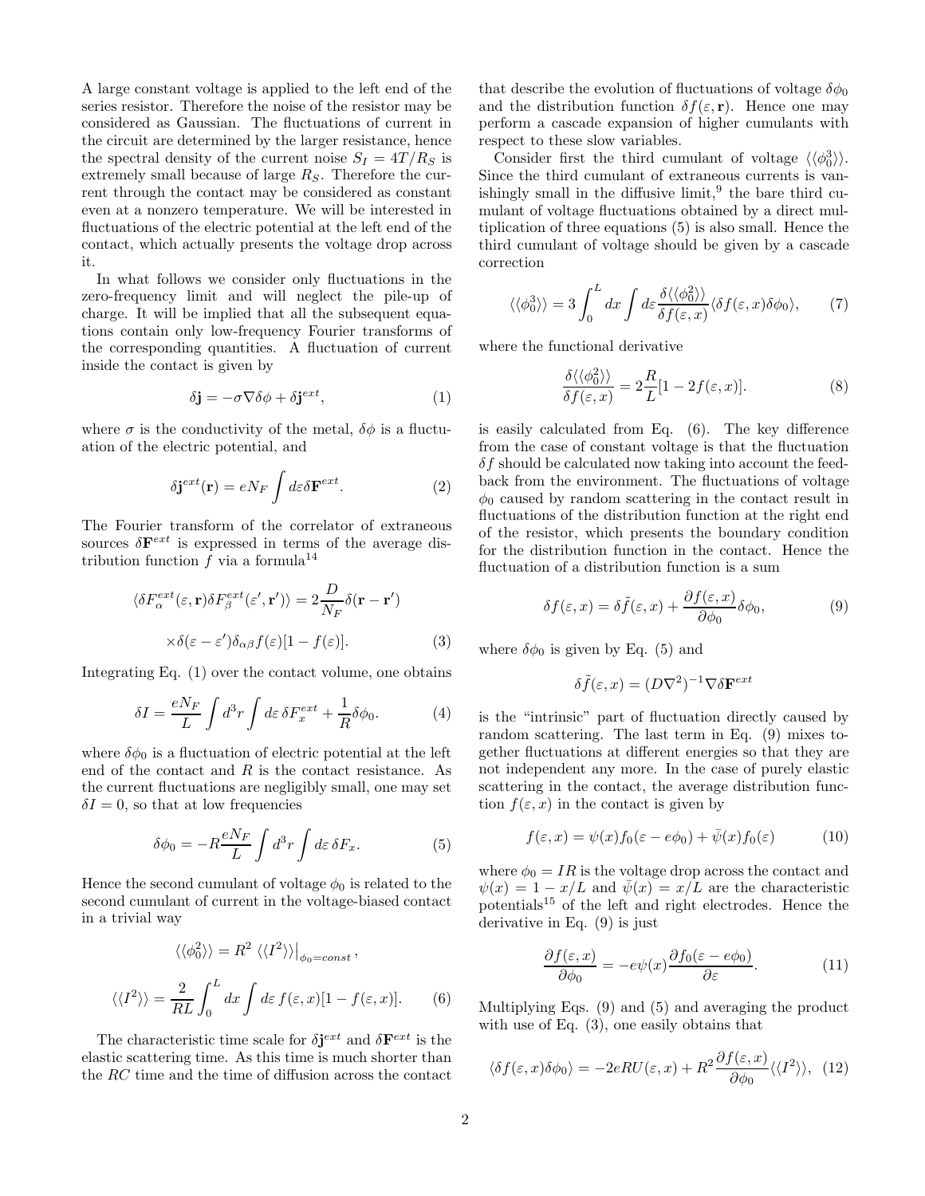A large constant voltage is applied to the left end of the series resistor. Therefore the noise of the resistor may be considered as Gaussian. The fluctuations of current in the circuit are determined by the larger resistance, hence the spectral density of the current noise $S_I = 4T/R_S$ is extremely small because of large $R_S$. Therefore the current through the contact may be considered as constant even at a nonzero temperature. We will be interested in fluctuations of the electric potential at the left end of the contact, which actually presents the voltage drop across it.

In what follows we consider only fluctuations in the zero-frequency limit and will neglect the pile-up of charge. It will be implied that all the subsequent equations contain only low-frequency Fourier transforms of the corresponding quantities. A fluctuation of current inside the contact is given by

$$\delta\mathbf{j} = -\sigma\nabla\delta\phi + \delta\mathbf{j}^{ext}, \tag{1}$$

where $\sigma$ is the conductivity of the metal, $\delta\phi$ is a fluctuation of the electric potential, and

$$\delta\mathbf{j}^{ext}(\mathbf{r}) = eN_F\int d\varepsilon\,\delta\mathbf{F}^{ext}. \tag{2}$$

The Fourier transform of the correlator of extraneous sources $\delta\mathbf{F}^{ext}$ is expressed in terms of the average distribution function $f$ via a formula[14]

$$\langle\delta F^{ext}_\alpha(\varepsilon,\mathbf{r})\delta F^{ext}_\beta(\varepsilon',\mathbf{r}')\rangle = 2\frac{D}{N_F}\delta(\mathbf{r}-\mathbf{r}')$$
$$\times\delta(\varepsilon-\varepsilon')\delta_{\alpha\beta}f(\varepsilon)[1-f(\varepsilon)]. \tag{3}$$

Integrating Eq. (1) over the contact volume, one obtains

$$\delta I = \frac{eN_F}{L}\int d^3r\int d\varepsilon\,\delta F^{ext}_x + \frac{1}{R}\delta\phi_0. \tag{4}$$

where $\delta\phi_0$ is a fluctuation of electric potential at the left end of the contact and $R$ is the contact resistance. As the current fluctuations are negligibly small, one may set $\delta I = 0$, so that at low frequencies

$$\delta\phi_0 = -R\frac{eN_F}{L}\int d^3r\int d\varepsilon\,\delta F_x. \tag{5}$$

Hence the second cumulant of voltage $\phi_0$ is related to the second cumulant of current in the voltage-biased contact in a trivial way

$$\langle\langle\phi_0^2\rangle\rangle = R^2\,\langle\langle I^2\rangle\rangle\big|_{\phi_0=const},$$

$$\langle\langle I^2\rangle\rangle = \frac{2}{RL}\int_0^L dx\int d\varepsilon\,f(\varepsilon,x)[1-f(\varepsilon,x)]. \tag{6}$$

The characteristic time scale for $\delta\mathbf{j}^{ext}$ and $\delta\mathbf{F}^{ext}$ is the elastic scattering time. As this time is much shorter than the $RC$ time and the time of diffusion across the contact that describe the evolution of fluctuations of voltage $\delta\phi_0$ and the distribution function $\delta f(\varepsilon,\mathbf{r})$. Hence one may perform a cascade expansion of higher cumulants with respect to these slow variables.

Consider first the third cumulant of voltage $\langle\langle\phi_0^3\rangle\rangle$. Since the third cumulant of extraneous currents is vanishingly small in the diffusive limit,[9] the bare third cumulant of voltage fluctuations obtained by a direct multiplication of three equations (5) is also small. Hence the third cumulant of voltage should be given by a cascade correction

$$\langle\langle\phi_0^3\rangle\rangle = 3\int_0^L dx\int d\varepsilon\frac{\delta\langle\langle\phi_0^2\rangle\rangle}{\delta f(\varepsilon,x)}\langle\delta f(\varepsilon,x)\delta\phi_0\rangle, \tag{7}$$

where the functional derivative

$$\frac{\delta\langle\langle\phi_0^2\rangle\rangle}{\delta f(\varepsilon,x)} = 2\frac{R}{L}[1-2f(\varepsilon,x)]. \tag{8}$$

is easily calculated from Eq. (6). The key difference from the case of constant voltage is that the fluctuation $\delta f$ should be calculated now taking into account the feedback from the environment. The fluctuations of voltage $\phi_0$ caused by random scattering in the contact result in fluctuations of the distribution function at the right end of the resistor, which presents the boundary condition for the distribution function in the contact. Hence the fluctuation of a distribution function is a sum

$$\delta f(\varepsilon,x) = \delta\tilde{f}(\varepsilon,x) + \frac{\partial f(\varepsilon,x)}{\partial\phi_0}\delta\phi_0, \tag{9}$$

where $\delta\phi_0$ is given by Eq. (5) and

$$\delta\tilde{f}(\varepsilon,x) = (D\nabla^2)^{-1}\nabla\delta\mathbf{F}^{ext}$$

is the "intrinsic" part of fluctuation directly caused by random scattering. The last term in Eq. (9) mixes together fluctuations at different energies so that they are not independent any more. In the case of purely elastic scattering in the contact, the average distribution function $f(\varepsilon,x)$ in the contact is given by

$$f(\varepsilon,x) = \psi(x)f_0(\varepsilon-e\phi_0) + \bar{\psi}(x)f_0(\varepsilon) \tag{10}$$

where $\phi_0 = IR$ is the voltage drop across the contact and $\psi(x) = 1 - x/L$ and $\bar{\psi}(x) = x/L$ are the characteristic potentials[15] of the left and right electrodes. Hence the derivative in Eq. (9) is just

$$\frac{\partial f(\varepsilon,x)}{\partial\phi_0} = -e\psi(x)\frac{\partial f_0(\varepsilon-e\phi_0)}{\partial\varepsilon}. \tag{11}$$

Multiplying Eqs. (9) and (5) and averaging the product with use of Eq. (3), one easily obtains that

$$\langle\delta f(\varepsilon,x)\delta\phi_0\rangle = -2eRU(\varepsilon,x) + R^2\frac{\partial f(\varepsilon,x)}{\partial\phi_0}\langle\langle I^2\rangle\rangle, \tag{12}$$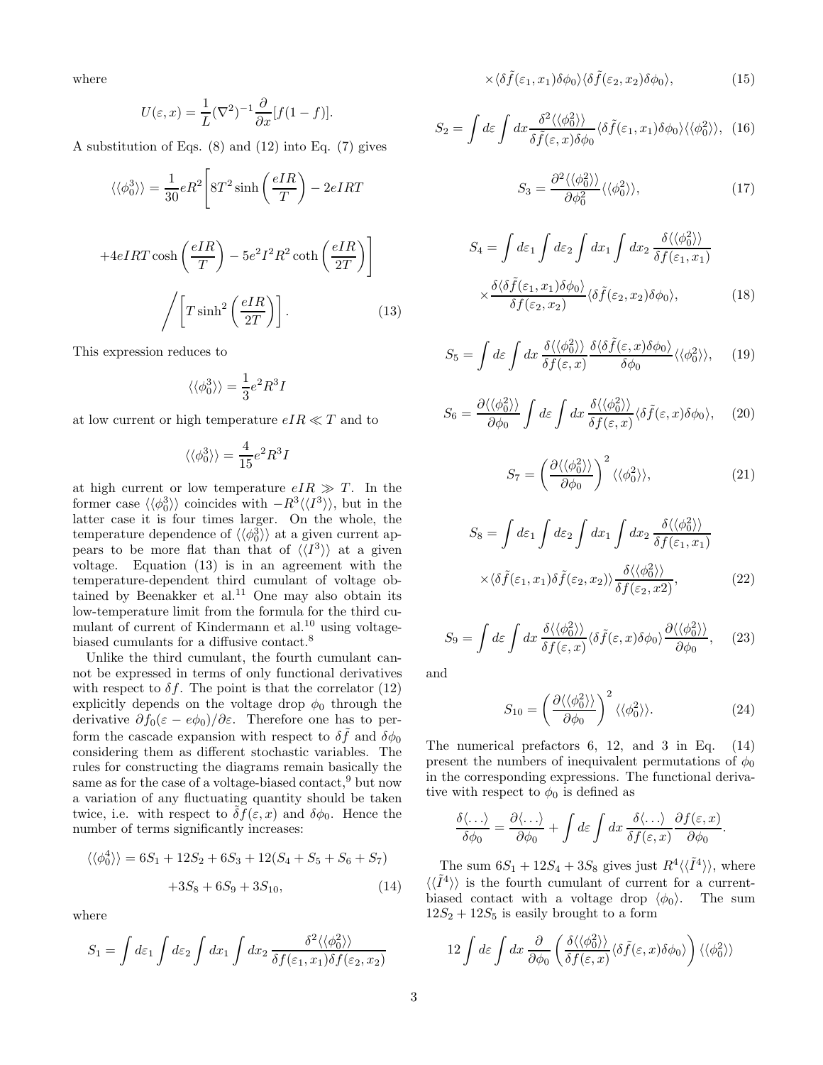where

$$U(\varepsilon, x) = \frac{1}{L}(\nabla^2)^{-1}\frac{\partial}{\partial x}[f(1-f)].$$

A substitution of Eqs. (8) and (12) into Eq. (7) gives

$$\langle\langle\phi_0^3\rangle\rangle = \frac{1}{30}eR^2\Bigg[8T^2\sinh\left(\frac{eIR}{T}\right) - 2eIRT$$

$$+4eIRT\cosh\left(\frac{eIR}{T}\right) - 5e^2I^2R^2\coth\left(\frac{eIR}{2T}\right)\Bigg]$$

$$\Bigg/\left[T\sinh^2\left(\frac{eIR}{2T}\right)\right]. \quad (13)$$

This expression reduces to

$$\langle\langle\phi_0^3\rangle\rangle = \frac{1}{3}e^2R^3I$$

at low current or high temperature $eIR \ll T$ and to

$$\langle\langle\phi_0^3\rangle\rangle = \frac{4}{15}e^2R^3I$$

at high current or low temperature $eIR \gg T$. In the former case $\langle\langle\phi_0^3\rangle\rangle$ coincides with $-R^3\langle\langle I^3\rangle\rangle$, but in the latter case it is four times larger. On the whole, the temperature dependence of $\langle\langle\phi_0^3\rangle\rangle$ at a given current appears to be more flat than that of $\langle\langle I^3\rangle\rangle$ at a given voltage. Equation (13) is in an agreement with the temperature-dependent third cumulant of voltage obtained by Beenakker et al.[11] One may also obtain its low-temperature limit from the formula for the third cumulant of current of Kindermann et al.[10] using voltage-biased cumulants for a diffusive contact.[8]

Unlike the third cumulant, the fourth cumulant cannot be expressed in terms of only functional derivatives with respect to $\delta f$. The point is that the correlator (12) explicitly depends on the voltage drop $\phi_0$ through the derivative $\partial f_0(\varepsilon - e\phi_0)/\partial\varepsilon$. Therefore one has to perform the cascade expansion with respect to $\delta\tilde{f}$ and $\delta\phi_0$ considering them as different stochastic variables. The rules for constructing the diagrams remain basically the same as for the case of a voltage-biased contact,[9] but now a variation of any fluctuating quantity should be taken twice, i.e. with respect to $\tilde{\delta f}(\varepsilon, x)$ and $\delta\phi_0$. Hence the number of terms significantly increases:

$$\langle\langle\phi_0^4\rangle\rangle = 6S_1 + 12S_2 + 6S_3 + 12(S_4 + S_5 + S_6 + S_7) + 3S_8 + 6S_9 + 3S_{10}, \quad (14)$$

where

$$S_1 = \int d\varepsilon_1\int d\varepsilon_2\int dx_1\int dx_2\,\frac{\delta^2\langle\langle\phi_0^2\rangle\rangle}{\delta f(\varepsilon_1,x_1)\delta f(\varepsilon_2,x_2)} \times\langle\delta\tilde{f}(\varepsilon_1,x_1)\delta\phi_0\rangle\langle\delta\tilde{f}(\varepsilon_2,x_2)\delta\phi_0\rangle, \quad (15)$$

$$S_2 = \int d\varepsilon\int dx\frac{\delta^2\langle\langle\phi_0^2\rangle\rangle}{\delta\tilde{f}(\varepsilon,x)\delta\phi_0}\langle\delta\tilde{f}(\varepsilon_1,x_1)\delta\phi_0\rangle\langle\langle\phi_0^2\rangle\rangle, \quad (16)$$

$$S_3 = \frac{\partial^2\langle\langle\phi_0^2\rangle\rangle}{\partial\phi_0^2}\langle\langle\phi_0^2\rangle\rangle, \quad (17)$$

$$S_4 = \int d\varepsilon_1\int d\varepsilon_2\int dx_1\int dx_2\,\frac{\delta\langle\langle\phi_0^2\rangle\rangle}{\delta f(\varepsilon_1,x_1)} \times\frac{\delta\langle\delta\tilde{f}(\varepsilon_1,x_1)\delta\phi_0\rangle}{\delta f(\varepsilon_2,x_2)}\langle\delta\tilde{f}(\varepsilon_2,x_2)\delta\phi_0\rangle, \quad (18)$$

$$S_5 = \int d\varepsilon\int dx\,\frac{\delta\langle\langle\phi_0^2\rangle\rangle}{\delta f(\varepsilon,x)}\frac{\delta\langle\delta\tilde{f}(\varepsilon,x)\delta\phi_0\rangle}{\delta\phi_0}\langle\langle\phi_0^2\rangle\rangle, \quad (19)$$

$$S_6 = \frac{\partial\langle\langle\phi_0^2\rangle\rangle}{\partial\phi_0}\int d\varepsilon\int dx\,\frac{\delta\langle\langle\phi_0^2\rangle\rangle}{\delta f(\varepsilon,x)}\langle\delta\tilde{f}(\varepsilon,x)\delta\phi_0\rangle, \quad (20)$$

$$S_7 = \left(\frac{\partial\langle\langle\phi_0^2\rangle\rangle}{\partial\phi_0}\right)^2\langle\langle\phi_0^2\rangle\rangle, \quad (21)$$

$$S_8 = \int d\varepsilon_1\int d\varepsilon_2\int dx_1\int dx_2\,\frac{\delta\langle\langle\phi_0^2\rangle\rangle}{\delta f(\varepsilon_1,x_1)} \times\langle\delta\tilde{f}(\varepsilon_1,x_1)\delta\tilde{f}(\varepsilon_2,x_2)\rangle\frac{\delta\langle\langle\phi_0^2\rangle\rangle}{\delta f(\varepsilon_2,x2)}, \quad (22)$$

$$S_9 = \int d\varepsilon\int dx\,\frac{\delta\langle\langle\phi_0^2\rangle\rangle}{\delta f(\varepsilon,x)}\langle\delta\tilde{f}(\varepsilon,x)\delta\phi_0\rangle\frac{\partial\langle\langle\phi_0^2\rangle\rangle}{\partial\phi_0}, \quad (23)$$

and

$$S_{10} = \left(\frac{\partial\langle\langle\phi_0^2\rangle\rangle}{\partial\phi_0}\right)^2\langle\langle\phi_0^2\rangle\rangle. \quad (24)$$

The numerical prefactors 6, 12, and 3 in Eq. (14) present the numbers of inequivalent permutations of $\phi_0$ in the corresponding expressions. The functional derivative with respect to $\phi_0$ is defined as

$$\frac{\delta\langle\ldots\rangle}{\delta\phi_0} = \frac{\partial\langle\ldots\rangle}{\partial\phi_0} + \int d\varepsilon\int dx\,\frac{\delta\langle\ldots\rangle}{\delta f(\varepsilon,x)}\frac{\partial f(\varepsilon,x)}{\partial\phi_0}.$$

The sum $6S_1 + 12S_4 + 3S_8$ gives just $R^4\langle\langle\tilde{I}^4\rangle\rangle$, where $\langle\langle\tilde{I}^4\rangle\rangle$ is the fourth cumulant of current for a current-biased contact with a voltage drop $\langle\phi_0\rangle$. The sum $12S_2 + 12S_5$ is easily brought to a form

$$12\int d\varepsilon\int dx\,\frac{\partial}{\partial\phi_0}\left(\frac{\delta\langle\langle\phi_0^2\rangle\rangle}{\delta f(\varepsilon,x)}\langle\delta\tilde{f}(\varepsilon,x)\delta\phi_0\rangle\right)\langle\langle\phi_0^2\rangle\rangle$$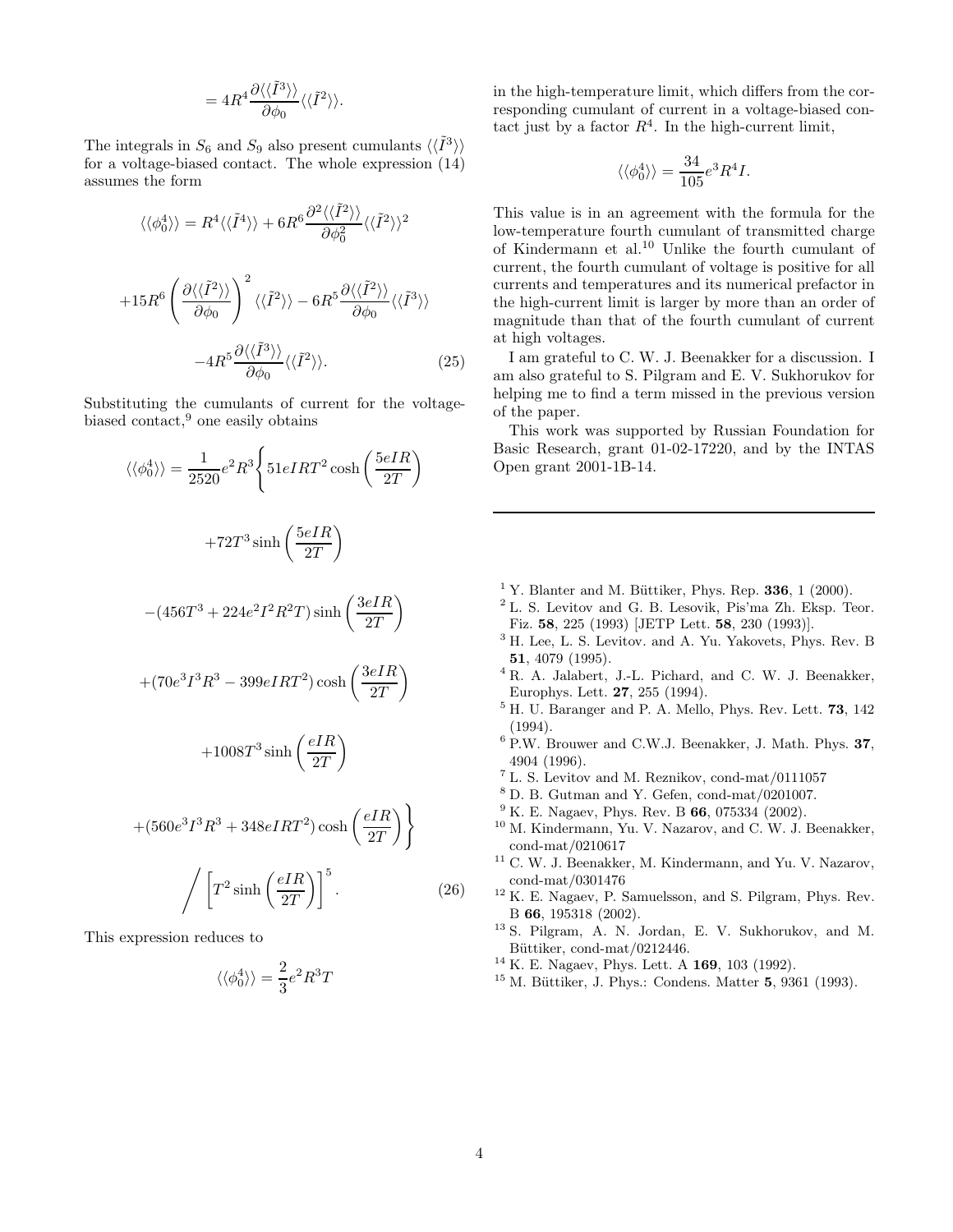$$= 4R^4 \frac{\partial \langle\langle \tilde{I}^3 \rangle\rangle}{\partial \phi_0} \langle\langle \tilde{I}^2 \rangle\rangle.$$

The integrals in $S_6$ and $S_9$ also present cumulants $\langle\langle \tilde{I}^3 \rangle\rangle$ for a voltage-biased contact. The whole expression (14) assumes the form

$$\langle\langle \phi_0^4 \rangle\rangle = R^4 \langle\langle \tilde{I}^4 \rangle\rangle + 6R^6 \frac{\partial^2 \langle\langle \tilde{I}^2 \rangle\rangle}{\partial \phi_0^2} \langle\langle \tilde{I}^2 \rangle\rangle^2$$

$$+15R^6 \left( \frac{\partial \langle\langle \tilde{I}^2 \rangle\rangle}{\partial \phi_0} \right)^2 \langle\langle \tilde{I}^2 \rangle\rangle - 6R^5 \frac{\partial \langle\langle \tilde{I}^2 \rangle\rangle}{\partial \phi_0} \langle\langle \tilde{I}^3 \rangle\rangle$$

$$-4R^5 \frac{\partial \langle\langle \tilde{I}^3 \rangle\rangle}{\partial \phi_0} \langle\langle \tilde{I}^2 \rangle\rangle. \tag{25}$$

Substituting the cumulants of current for the voltage-biased contact,[9] one easily obtains

$$\langle\langle \phi_0^4 \rangle\rangle = \frac{1}{2520} e^2 R^3 \Bigg\{ 51eIRT^2 \cosh\left(\frac{5eIR}{2T}\right)$$

$$+72T^3 \sinh\left(\frac{5eIR}{2T}\right)$$

$$-(456T^3 + 224e^2I^2R^2T) \sinh\left(\frac{3eIR}{2T}\right)$$

$$+(70e^3I^3R^3 - 399eIRT^2) \cosh\left(\frac{3eIR}{2T}\right)$$

$$+1008T^3 \sinh\left(\frac{eIR}{2T}\right)$$

$$+(560e^3I^3R^3 + 348eIRT^2) \cosh\left(\frac{eIR}{2T}\right) \Bigg\}$$

$$\Bigg/ \left[ T^2 \sinh\left(\frac{eIR}{2T}\right) \right]^5. \tag{26}$$

This expression reduces to

$$\langle\langle \phi_0^4 \rangle\rangle = \frac{2}{3} e^2 R^3 T$$

in the high-temperature limit, which differs from the corresponding cumulant of current in a voltage-biased contact just by a factor $R^4$. In the high-current limit,

$$\langle\langle \phi_0^4 \rangle\rangle = \frac{34}{105} e^3 R^4 I.$$

This value is in an agreement with the formula for the low-temperature fourth cumulant of transmitted charge of Kindermann et al.[10] Unlike the fourth cumulant of current, the fourth cumulant of voltage is positive for all currents and temperatures and its numerical prefactor in the high-current limit is larger by more than an order of magnitude than that of the fourth cumulant of current at high voltages.

I am grateful to C. W. J. Beenakker for a discussion. I am also grateful to S. Pilgram and E. V. Sukhorukov for helping me to find a term missed in the previous version of the paper.

This work was supported by Russian Foundation for Basic Research, grant 01-02-17220, and by the INTAS Open grant 2001-1B-14.

---

[1] Y. Blanter and M. Büttiker, Phys. Rep. **336**, 1 (2000).
[2] L. S. Levitov and G. B. Lesovik, Pis'ma Zh. Eksp. Teor. Fiz. **58**, 225 (1993) [JETP Lett. **58**, 230 (1993)].
[3] H. Lee, L. S. Levitov. and A. Yu. Yakovets, Phys. Rev. B **51**, 4079 (1995).
[4] R. A. Jalabert, J.-L. Pichard, and C. W. J. Beenakker, Europhys. Lett. **27**, 255 (1994).
[5] H. U. Baranger and P. A. Mello, Phys. Rev. Lett. **73**, 142 (1994).
[6] P.W. Brouwer and C.W.J. Beenakker, J. Math. Phys. **37**, 4904 (1996).
[7] L. S. Levitov and M. Reznikov, cond-mat/0111057
[8] D. B. Gutman and Y. Gefen, cond-mat/0201007.
[9] K. E. Nagaev, Phys. Rev. B **66**, 075334 (2002).
[10] M. Kindermann, Yu. V. Nazarov, and C. W. J. Beenakker, cond-mat/0210617
[11] C. W. J. Beenakker, M. Kindermann, and Yu. V. Nazarov, cond-mat/0301476
[12] K. E. Nagaev, P. Samuelsson, and S. Pilgram, Phys. Rev. B **66**, 195318 (2002).
[13] S. Pilgram, A. N. Jordan, E. V. Sukhorukov, and M. Büttiker, cond-mat/0212446.
[14] K. E. Nagaev, Phys. Lett. A **169**, 103 (1992).
[15] M. Büttiker, J. Phys.: Condens. Matter **5**, 9361 (1993).